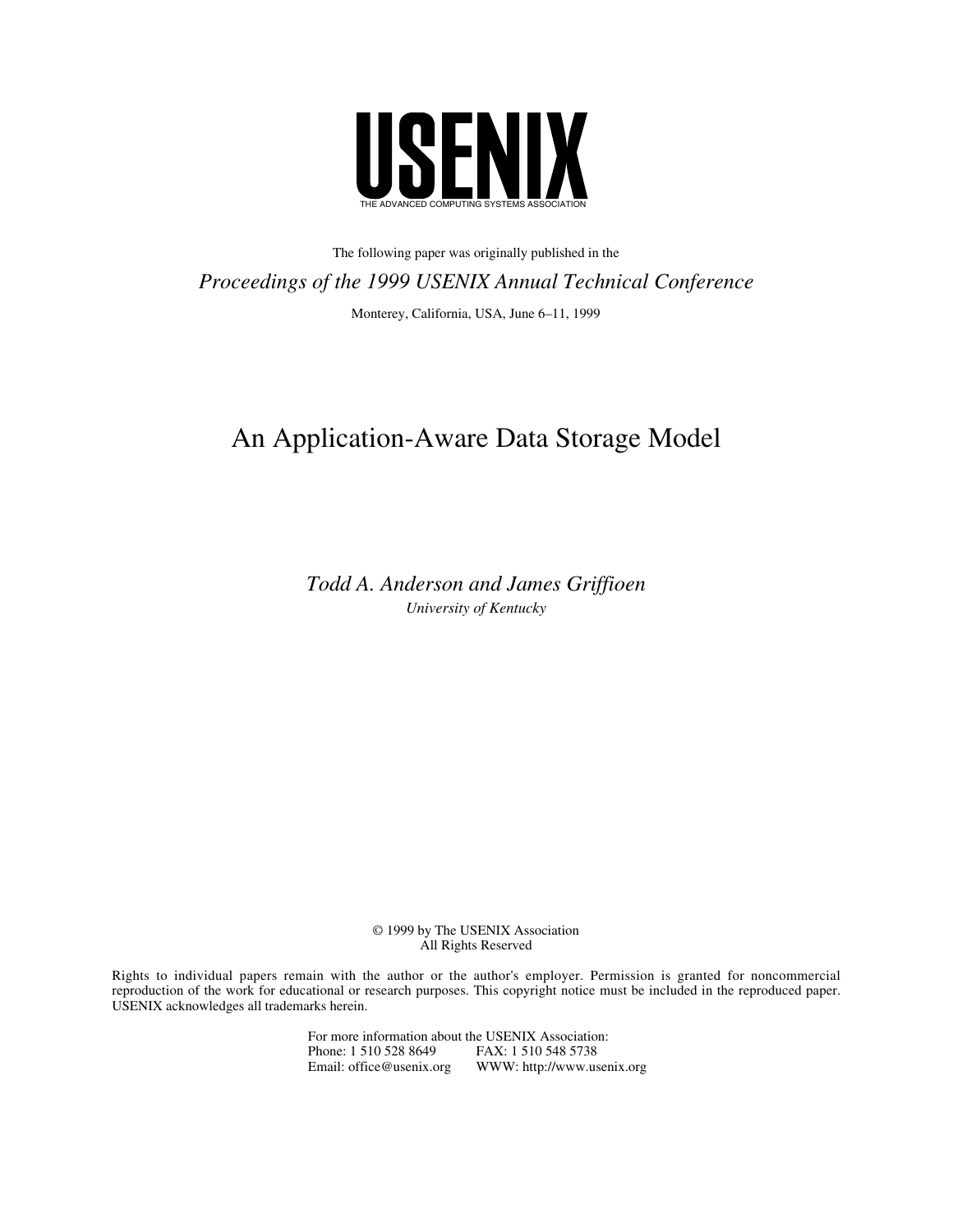# USENIX

THE ADVANCED COMPUTING SYSTEMS ASSOCIATION

The following paper was originally published in the

*Proceedings of the 1999 USENIX Annual Technical Conference*

Monterey, California, USA, June 6–11, 1999

# An Application-Aware Data Storage Model

*Todd A. Anderson and James Griffioen*

*University of Kentucky*

© 1999 by The USENIX Association
All Rights Reserved

Rights to individual papers remain with the author or the author's employer. Permission is granted for noncommercial reproduction of the work for educational or research purposes. This copyright notice must be included in the reproduced paper. USENIX acknowledges all trademarks herein.

For more information about the USENIX Association:
Phone: 1 510 528 8649 FAX: 1 510 548 5738
Email: office@usenix.org WWW: http://www.usenix.org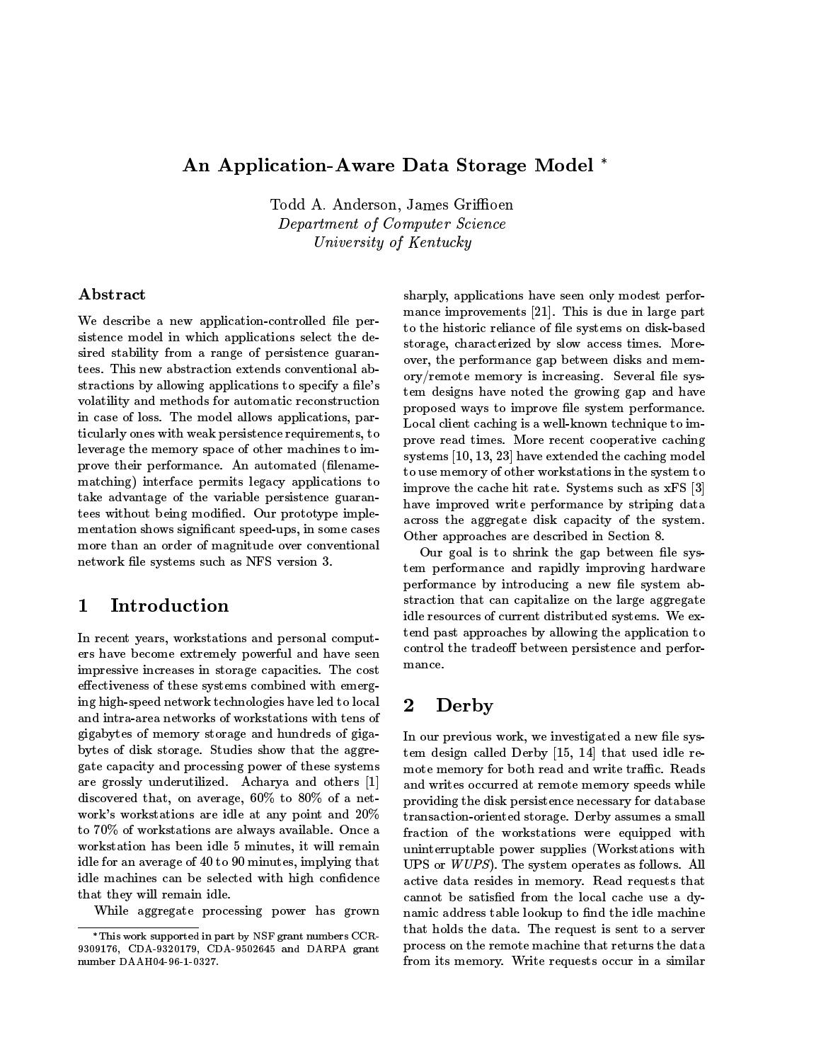# An Application-Aware Data Storage Model *

Todd A. Anderson, James Griffioen
*Department of Computer Science*
*University of Kentucky*

## Abstract

We describe a new application-controlled file persistence model in which applications select the desired stability from a range of persistence guarantees. This new abstraction extends conventional abstractions by allowing applications to specify a file's volatility and methods for automatic reconstruction in case of loss. The model allows applications, particularly ones with weak persistence requirements, to leverage the memory space of other machines to improve their performance. An automated (filename-matching) interface permits legacy applications to take advantage of the variable persistence guarantees without being modified. Our prototype implementation shows significant speed-ups, in some cases more than an order of magnitude over conventional network file systems such as NFS version 3.

## 1 Introduction

In recent years, workstations and personal computers have become extremely powerful and have seen impressive increases in storage capacities. The cost effectiveness of these systems combined with emerging high-speed network technologies have led to local and intra-area networks of workstations with tens of gigabytes of memory storage and hundreds of gigabytes of disk storage. Studies show that the aggregate capacity and processing power of these systems are grossly underutilized. Acharya and others [1] discovered that, on average, 60% to 80% of a network's workstations are idle at any point and 20% to 70% of workstations are always available. Once a workstation has been idle 5 minutes, it will remain idle for an average of 40 to 90 minutes, implying that idle machines can be selected with high confidence that they will remain idle.

While aggregate processing power has grown sharply, applications have seen only modest performance improvements [21]. This is due in large part to the historic reliance of file systems on disk-based storage, characterized by slow access times. Moreover, the performance gap between disks and memory/remote memory is increasing. Several file system designs have noted the growing gap and have proposed ways to improve file system performance. Local client caching is a well-known technique to improve read times. More recent cooperative caching systems [10, 13, 23] have extended the caching model to use memory of other workstations in the system to improve the cache hit rate. Systems such as xFS [3] have improved write performance by striping data across the aggregate disk capacity of the system. Other approaches are described in Section 8.

Our goal is to shrink the gap between file system performance and rapidly improving hardware performance by introducing a new file system abstraction that can capitalize on the large aggregate idle resources of current distributed systems. We extend past approaches by allowing the application to control the tradeoff between persistence and performance.

## 2 Derby

In our previous work, we investigated a new file system design called Derby [15, 14] that used idle remote memory for both read and write traffic. Reads and writes occurred at remote memory speeds while providing the disk persistence necessary for database transaction-oriented storage. Derby assumes a small fraction of the workstations were equipped with uninterruptable power supplies (Workstations with UPS or *WUPS*). The system operates as follows. All active data resides in memory. Read requests that cannot be satisfied from the local cache use a dynamic address table lookup to find the idle machine that holds the data. The request is sent to a server process on the remote machine that returns the data from its memory. Write requests occur in a similar

*This work supported in part by NSF grant numbers CCR-9309176, CDA-9320179, CDA-9502645 and DARPA grant number DAAH04-96-1-0327.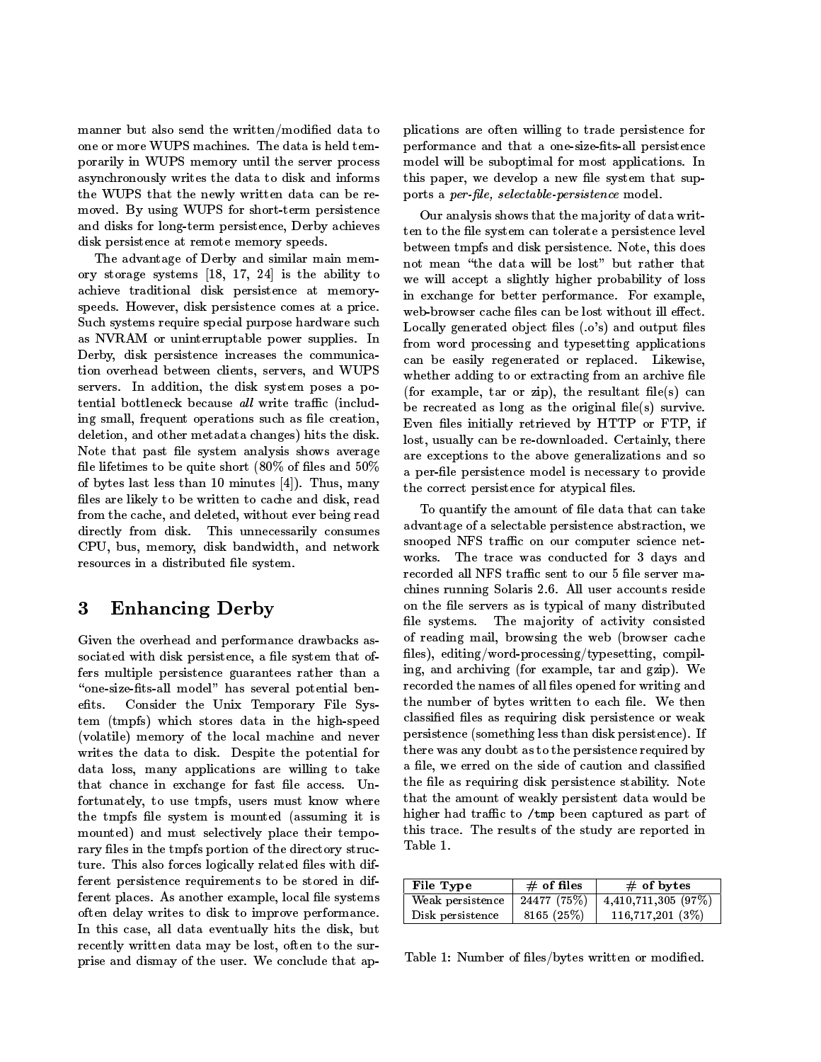manner but also send the written/modified data to one or more WUPS machines. The data is held temporarily in WUPS memory until the server process asynchronously writes the data to disk and informs the WUPS that the newly written data can be removed. By using WUPS for short-term persistence and disks for long-term persistence, Derby achieves disk persistence at remote memory speeds.

The advantage of Derby and similar main memory storage systems [18, 17, 24] is the ability to achieve traditional disk persistence at memory-speeds. However, disk persistence comes at a price. Such systems require special purpose hardware such as NVRAM or uninterruptable power supplies. In Derby, disk persistence increases the communication overhead between clients, servers, and WUPS servers. In addition, the disk system poses a potential bottleneck because *all* write traffic (including small, frequent operations such as file creation, deletion, and other metadata changes) hits the disk. Note that past file system analysis shows average file lifetimes to be quite short (80% of files and 50% of bytes last less than 10 minutes [4]). Thus, many files are likely to be written to cache and disk, read from the cache, and deleted, without ever being read directly from disk. This unnecessarily consumes CPU, bus, memory, disk bandwidth, and network resources in a distributed file system.

## 3 Enhancing Derby

Given the overhead and performance drawbacks associated with disk persistence, a file system that offers multiple persistence guarantees rather than a "one-size-fits-all model" has several potential benefits. Consider the Unix Temporary File System (tmpfs) which stores data in the high-speed (volatile) memory of the local machine and never writes the data to disk. Despite the potential for data loss, many applications are willing to take that chance in exchange for fast file access. Unfortunately, to use tmpfs, users must know where the tmpfs file system is mounted (assuming it is mounted) and must selectively place their temporary files in the tmpfs portion of the directory structure. This also forces logically related files with different persistence requirements to be stored in different places. As another example, local file systems often delay writes to disk to improve performance. In this case, all data eventually hits the disk, but recently written data may be lost, often to the surprise and dismay of the user. We conclude that applications are often willing to trade persistence for performance and that a one-size-fits-all persistence model will be suboptimal for most applications. In this paper, we develop a new file system that supports a *per-file, selectable-persistence* model.

Our analysis shows that the majority of data written to the file system can tolerate a persistence level between tmpfs and disk persistence. Note, this does not mean "the data will be lost" but rather that we will accept a slightly higher probability of loss in exchange for better performance. For example, web-browser cache files can be lost without ill effect. Locally generated object files (.o's) and output files from word processing and typesetting applications can be easily regenerated or replaced. Likewise, whether adding to or extracting from an archive file (for example, tar or zip), the resultant file(s) can be recreated as long as the original file(s) survive. Even files initially retrieved by HTTP or FTP, if lost, usually can be re-downloaded. Certainly, there are exceptions to the above generalizations and so a per-file persistence model is necessary to provide the correct persistence for atypical files.

To quantify the amount of file data that can take advantage of a selectable persistence abstraction, we snooped NFS traffic on our computer science networks. The trace was conducted for 3 days and recorded all NFS traffic sent to our 5 file server machines running Solaris 2.6. All user accounts reside on the file servers as is typical of many distributed file systems. The majority of activity consisted of reading mail, browsing the web (browser cache files), editing/word-processing/typesetting, compiling, and archiving (for example, tar and gzip). We recorded the names of all files opened for writing and the number of bytes written to each file. We then classified files as requiring disk persistence or weak persistence (something less than disk persistence). If there was any doubt as to the persistence required by a file, we erred on the side of caution and classified the file as requiring disk persistence stability. Note that the amount of weakly persistent data would be higher had traffic to `/tmp` been captured as part of this trace. The results of the study are reported in Table 1.

| File Type | # of files | # of bytes |
|---|---|---|
| Weak persistence | 24477 (75%) | 4,410,711,305 (97%) |
| Disk persistence | 8165 (25%) | 116,717,201 (3%) |

Table 1: Number of files/bytes written or modified.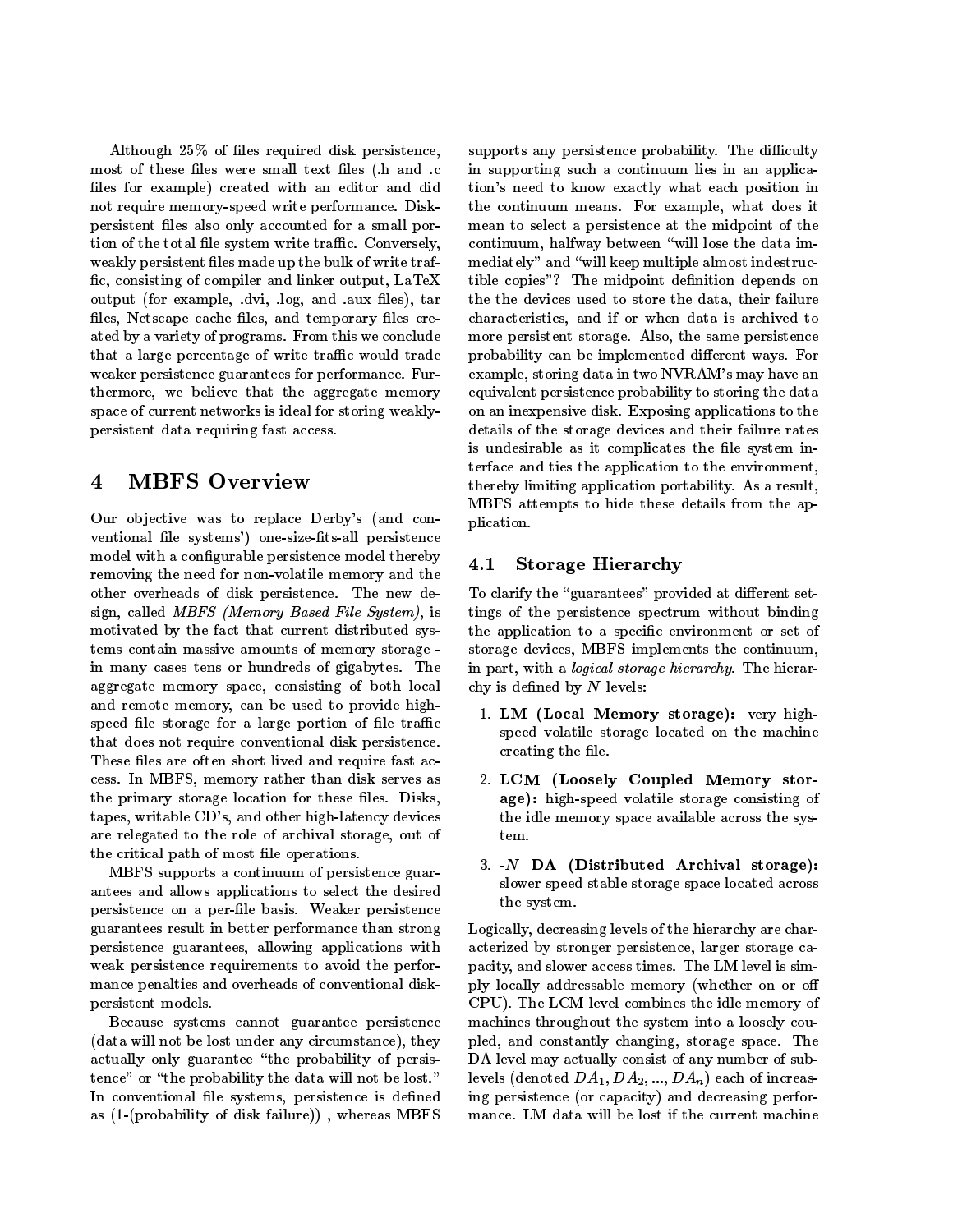Although 25% of files required disk persistence, most of these files were small text files (.h and .c files for example) created with an editor and did not require memory-speed write performance. Disk-persistent files also only accounted for a small portion of the total file system write traffic. Conversely, weakly persistent files made up the bulk of write traffic, consisting of compiler and linker output, LaTeX output (for example, .dvi, .log, and .aux files), tar files, Netscape cache files, and temporary files created by a variety of programs. From this we conclude that a large percentage of write traffic would trade weaker persistence guarantees for performance. Furthermore, we believe that the aggregate memory space of current networks is ideal for storing weakly-persistent data requiring fast access.

# 4 MBFS Overview

Our objective was to replace Derby's (and conventional file systems') one-size-fits-all persistence model with a configurable persistence model thereby removing the need for non-volatile memory and the other overheads of disk persistence. The new design, called *MBFS (Memory Based File System)*, is motivated by the fact that current distributed systems contain massive amounts of memory storage - in many cases tens or hundreds of gigabytes. The aggregate memory space, consisting of both local and remote memory, can be used to provide high-speed file storage for a large portion of file traffic that does not require conventional disk persistence. These files are often short lived and require fast access. In MBFS, memory rather than disk serves as the primary storage location for these files. Disks, tapes, writable CD's, and other high-latency devices are relegated to the role of archival storage, out of the critical path of most file operations.

MBFS supports a continuum of persistence guarantees and allows applications to select the desired persistence on a per-file basis. Weaker persistence guarantees result in better performance than strong persistence guarantees, allowing applications with weak persistence requirements to avoid the performance penalties and overheads of conventional disk-persistent models.

Because systems cannot guarantee persistence (data will not be lost under any circumstance), they actually only guarantee "the probability of persistence" or "the probability the data will not be lost." In conventional file systems, persistence is defined as (1-(probability of disk failure)) , whereas MBFS supports any persistence probability. The difficulty in supporting such a continuum lies in an application's need to know exactly what each position in the continuum means. For example, what does it mean to select a persistence at the midpoint of the continuum, halfway between "will lose the data immediately" and "will keep multiple almost indestructible copies"? The midpoint definition depends on the the devices used to store the data, their failure characteristics, and if or when data is archived to more persistent storage. Also, the same persistence probability can be implemented different ways. For example, storing data in two NVRAM's may have an equivalent persistence probability to storing the data on an inexpensive disk. Exposing applications to the details of the storage devices and their failure rates is undesirable as it complicates the file system interface and ties the application to the environment, thereby limiting application portability. As a result, MBFS attempts to hide these details from the application.

## 4.1 Storage Hierarchy

To clarify the "guarantees" provided at different settings of the persistence spectrum without binding the application to a specific environment or set of storage devices, MBFS implements the continuum, in part, with a *logical storage hierarchy*. The hierarchy is defined by $N$ levels:

1. **LM (Local Memory storage):** very high-speed volatile storage located on the machine creating the file.
2. **LCM (Loosely Coupled Memory storage):** high-speed volatile storage consisting of the idle memory space available across the system.
3. -$N$ **DA (Distributed Archival storage):** slower speed stable storage space located across the system.

Logically, decreasing levels of the hierarchy are characterized by stronger persistence, larger storage capacity, and slower access times. The LM level is simply locally addressable memory (whether on or off CPU). The LCM level combines the idle memory of machines throughout the system into a loosely coupled, and constantly changing, storage space. The DA level may actually consist of any number of sublevels (denoted $DA_1, DA_2, ..., DA_n$) each of increasing persistence (or capacity) and decreasing performance. LM data will be lost if the current machine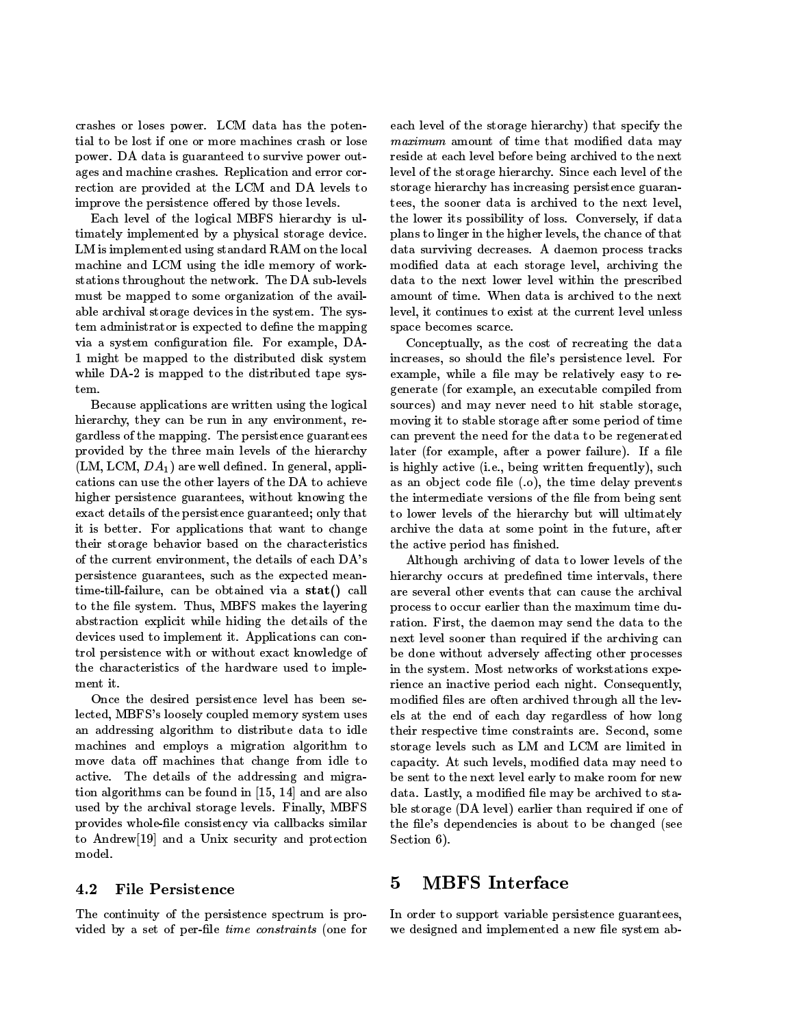crashes or loses power. LCM data has the potential to be lost if one or more machines crash or lose power. DA data is guaranteed to survive power outages and machine crashes. Replication and error correction are provided at the LCM and DA levels to improve the persistence offered by those levels.

Each level of the logical MBFS hierarchy is ultimately implemented by a physical storage device. LM is implemented using standard RAM on the local machine and LCM using the idle memory of workstations throughout the network. The DA sub-levels must be mapped to some organization of the available archival storage devices in the system. The system administrator is expected to define the mapping via a system configuration file. For example, DA-1 might be mapped to the distributed disk system while DA-2 is mapped to the distributed tape system.

Because applications are written using the logical hierarchy, they can be run in any environment, regardless of the mapping. The persistence guarantees provided by the three main levels of the hierarchy (LM, LCM, $DA_1$) are well defined. In general, applications can use the other layers of the DA to achieve higher persistence guarantees, without knowing the exact details of the persistence guaranteed; only that it is better. For applications that want to change their storage behavior based on the characteristics of the current environment, the details of each DA's persistence guarantees, such as the expected mean-time-till-failure, can be obtained via a **stat()** call to the file system. Thus, MBFS makes the layering abstraction explicit while hiding the details of the devices used to implement it. Applications can control persistence with or without exact knowledge of the characteristics of the hardware used to implement it.

Once the desired persistence level has been selected, MBFS's loosely coupled memory system uses an addressing algorithm to distribute data to idle machines and employs a migration algorithm to move data off machines that change from idle to active. The details of the addressing and migration algorithms can be found in [15, 14] and are also used by the archival storage levels. Finally, MBFS provides whole-file consistency via callbacks similar to Andrew[19] and a Unix security and protection model.

### 4.2 File Persistence

The continuity of the persistence spectrum is provided by a set of per-file *time constraints* (one for each level of the storage hierarchy) that specify the *maximum* amount of time that modified data may reside at each level before being archived to the next level of the storage hierarchy. Since each level of the storage hierarchy has increasing persistence guarantees, the sooner data is archived to the next level, the lower its possibility of loss. Conversely, if data plans to linger in the higher levels, the chance of that data surviving decreases. A daemon process tracks modified data at each storage level, archiving the data to the next lower level within the prescribed amount of time. When data is archived to the next level, it continues to exist at the current level unless space becomes scarce.

Conceptually, as the cost of recreating the data increases, so should the file's persistence level. For example, while a file may be relatively easy to regenerate (for example, an executable compiled from sources) and may never need to hit stable storage, moving it to stable storage after some period of time can prevent the need for the data to be regenerated later (for example, after a power failure). If a file is highly active (i.e., being written frequently), such as an object code file (.o), the time delay prevents the intermediate versions of the file from being sent to lower levels of the hierarchy but will ultimately archive the data at some point in the future, after the active period has finished.

Although archiving of data to lower levels of the hierarchy occurs at predefined time intervals, there are several other events that can cause the archival process to occur earlier than the maximum time duration. First, the daemon may send the data to the next level sooner than required if the archiving can be done without adversely affecting other processes in the system. Most networks of workstations experience an inactive period each night. Consequently, modified files are often archived through all the levels at the end of each day regardless of how long their respective time constraints are. Second, some storage levels such as LM and LCM are limited in capacity. At such levels, modified data may need to be sent to the next level early to make room for new data. Lastly, a modified file may be archived to stable storage (DA level) earlier than required if one of the file's dependencies is about to be changed (see Section 6).

## 5 MBFS Interface

In order to support variable persistence guarantees, we designed and implemented a new file system ab-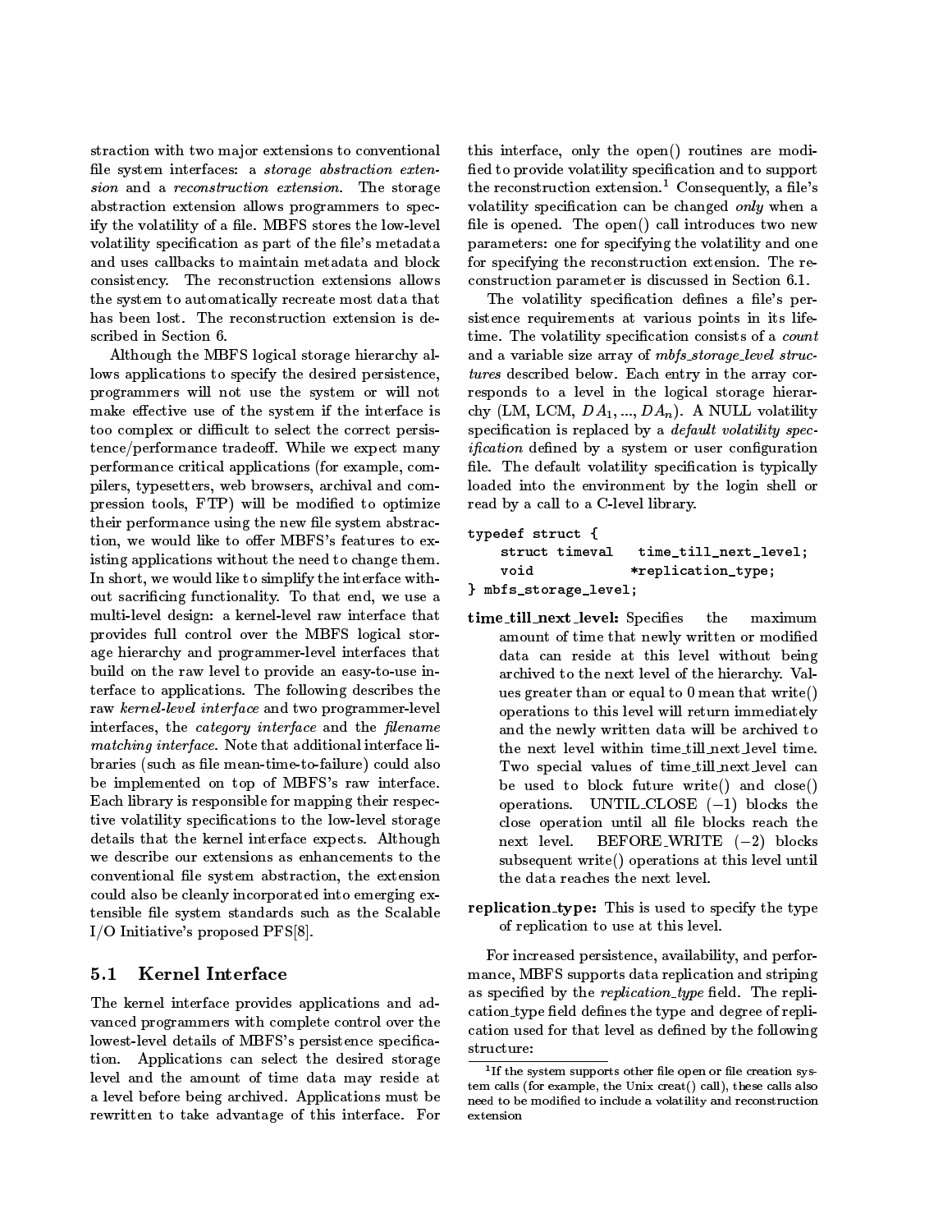straction with two major extensions to conventional file system interfaces: a *storage abstraction extension* and a *reconstruction extension*. The storage abstraction extension allows programmers to specify the volatility of a file. MBFS stores the low-level volatility specification as part of the file's metadata and uses callbacks to maintain metadata and block consistency. The reconstruction extensions allows the system to automatically recreate most data that has been lost. The reconstruction extension is described in Section 6.

Although the MBFS logical storage hierarchy allows applications to specify the desired persistence, programmers will not use the system or will not make effective use of the system if the interface is too complex or difficult to select the correct persistence/performance tradeoff. While we expect many performance critical applications (for example, compilers, typesetters, web browsers, archival and compression tools, FTP) will be modified to optimize their performance using the new file system abstraction, we would like to offer MBFS's features to existing applications without the need to change them. In short, we would like to simplify the interface without sacrificing functionality. To that end, we use a multi-level design: a kernel-level raw interface that provides full control over the MBFS logical storage hierarchy and programmer-level interfaces that build on the raw level to provide an easy-to-use interface to applications. The following describes the raw *kernel-level interface* and two programmer-level interfaces, the *category interface* and the *filename matching interface*. Note that additional interface libraries (such as file mean-time-to-failure) could also be implemented on top of MBFS's raw interface. Each library is responsible for mapping their respective volatility specifications to the low-level storage details that the kernel interface expects. Although we describe our extensions as enhancements to the conventional file system abstraction, the extension could also be cleanly incorporated into emerging extensible file system standards such as the Scalable I/O Initiative's proposed PFS[8].

## 5.1 Kernel Interface

The kernel interface provides applications and advanced programmers with complete control over the lowest-level details of MBFS's persistence specification. Applications can select the desired storage level and the amount of time data may reside at a level before being archived. Applications must be rewritten to take advantage of this interface. For this interface, only the open() routines are modified to provide volatility specification and to support the reconstruction extension.[1] Consequently, a file's volatility specification can be changed *only* when a file is opened. The open() call introduces two new parameters: one for specifying the volatility and one for specifying the reconstruction extension. The reconstruction parameter is discussed in Section 6.1.

The volatility specification defines a file's persistence requirements at various points in its lifetime. The volatility specification consists of a *count* and a variable size array of *mbfs_storage_level structures* described below. Each entry in the array corresponds to a level in the logical storage hierarchy (LM, LCM, $DA_1, ..., DA_n$). A NULL volatility specification is replaced by a *default volatility specification* defined by a system or user configuration file. The default volatility specification is typically loaded into the environment by the login shell or read by a call to a C-level library.

```
typedef struct {
    struct timeval   time_till_next_level;
    void            *replication_type;
} mbfs_storage_level;
```

**time_till_next_level:** Specifies the maximum amount of time that newly written or modified data can reside at this level without being archived to the next level of the hierarchy. Values greater than or equal to 0 mean that write() operations to this level will return immediately and the newly written data will be archived to the next level within time_till_next_level time. Two special values of time_till_next_level can be used to block future write() and close() operations. UNTIL_CLOSE ($-1$) blocks the close operation until all file blocks reach the next level. BEFORE_WRITE ($-2$) blocks subsequent write() operations at this level until the data reaches the next level.

**replication_type:** This is used to specify the type of replication to use at this level.

For increased persistence, availability, and performance, MBFS supports data replication and striping as specified by the *replication_type* field. The replication_type field defines the type and degree of replication used for that level as defined by the following structure:

[1] If the system supports other file open or file creation system calls (for example, the Unix creat() call), these calls also need to be modified to include a volatility and reconstruction extension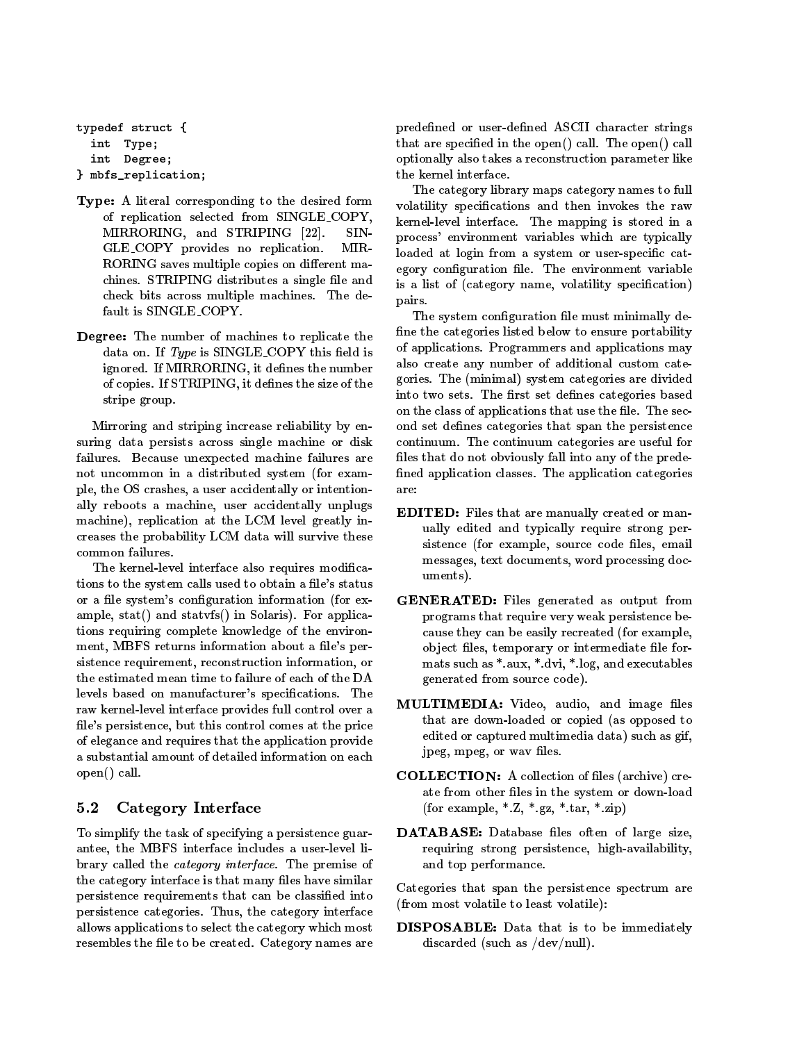```
typedef struct {
  int  Type;
  int  Degree;
} mbfs_replication;
```

**Type:** A literal corresponding to the desired form of replication selected from SINGLE_COPY, MIRRORING, and STRIPING [22]. SINGLE_COPY provides no replication. MIRRORING saves multiple copies on different machines. STRIPING distributes a single file and check bits across multiple machines. The default is SINGLE_COPY.

**Degree:** The number of machines to replicate the data on. If *Type* is SINGLE_COPY this field is ignored. If MIRRORING, it defines the number of copies. If STRIPING, it defines the size of the stripe group.

Mirroring and striping increase reliability by ensuring data persists across single machine or disk failures. Because unexpected machine failures are not uncommon in a distributed system (for example, the OS crashes, a user accidentally or intentionally reboots a machine, user accidentally unplugs machine), replication at the LCM level greatly increases the probability LCM data will survive these common failures.

The kernel-level interface also requires modifications to the system calls used to obtain a file's status or a file system's configuration information (for example, stat() and statvfs() in Solaris). For applications requiring complete knowledge of the environment, MBFS returns information about a file's persistence requirement, reconstruction information, or the estimated mean time to failure of each of the DA levels based on manufacturer's specifications. The raw kernel-level interface provides full control over a file's persistence, but this control comes at the price of elegance and requires that the application provide a substantial amount of detailed information on each open() call.

### 5.2 Category Interface

To simplify the task of specifying a persistence guarantee, the MBFS interface includes a user-level library called the *category interface*. The premise of the category interface is that many files have similar persistence requirements that can be classified into persistence categories. Thus, the category interface allows applications to select the category which most resembles the file to be created. Category names are predefined or user-defined ASCII character strings that are specified in the open() call. The open() call optionally also takes a reconstruction parameter like the kernel interface.

The category library maps category names to full volatility specifications and then invokes the raw kernel-level interface. The mapping is stored in a process' environment variables which are typically loaded at login from a system or user-specific category configuration file. The environment variable is a list of (category name, volatility specification) pairs.

The system configuration file must minimally define the categories listed below to ensure portability of applications. Programmers and applications may also create any number of additional custom categories. The (minimal) system categories are divided into two sets. The first set defines categories based on the class of applications that use the file. The second set defines categories that span the persistence continuum. The continuum categories are useful for files that do not obviously fall into any of the predefined application classes. The application categories are:

**EDITED:** Files that are manually created or manually edited and typically require strong persistence (for example, source code files, email messages, text documents, word processing documents).

**GENERATED:** Files generated as output from programs that require very weak persistence because they can be easily recreated (for example, object files, temporary or intermediate file formats such as *.aux, *.dvi, *.log, and executables generated from source code).

**MULTIMEDIA:** Video, audio, and image files that are down-loaded or copied (as opposed to edited or captured multimedia data) such as gif, jpeg, mpeg, or wav files.

**COLLECTION:** A collection of files (archive) create from other files in the system or down-load (for example, *.Z, *.gz, *.tar, *.zip)

**DATABASE:** Database files often of large size, requiring strong persistence, high-availability, and top performance.

Categories that span the persistence spectrum are (from most volatile to least volatile):

**DISPOSABLE:** Data that is to be immediately discarded (such as /dev/null).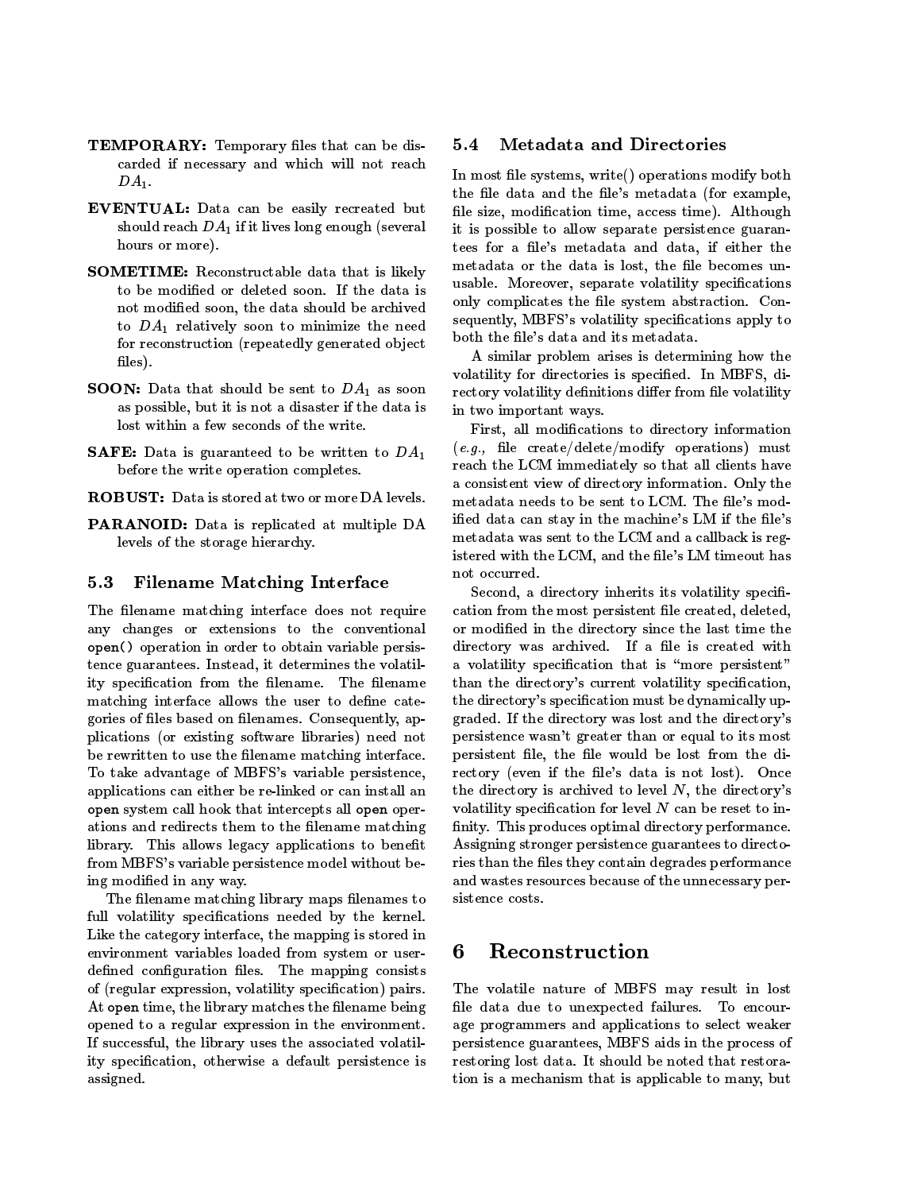**TEMPORARY:** Temporary files that can be discarded if necessary and which will not reach $DA_1$.

**EVENTUAL:** Data can be easily recreated but should reach $DA_1$ if it lives long enough (several hours or more).

**SOMETIME:** Reconstructable data that is likely to be modified or deleted soon. If the data is not modified soon, the data should be archived to $DA_1$ relatively soon to minimize the need for reconstruction (repeatedly generated object files).

**SOON:** Data that should be sent to $DA_1$ as soon as possible, but it is not a disaster if the data is lost within a few seconds of the write.

**SAFE:** Data is guaranteed to be written to $DA_1$ before the write operation completes.

**ROBUST:** Data is stored at two or more DA levels.

**PARANOID:** Data is replicated at multiple DA levels of the storage hierarchy.

### 5.3 Filename Matching Interface

The filename matching interface does not require any changes or extensions to the conventional `open()` operation in order to obtain variable persistence guarantees. Instead, it determines the volatility specification from the filename. The filename matching interface allows the user to define categories of files based on filenames. Consequently, applications (or existing software libraries) need not be rewritten to use the filename matching interface. To take advantage of MBFS's variable persistence, applications can either be re-linked or can install an `open` system call hook that intercepts all `open` operations and redirects them to the filename matching library. This allows legacy applications to benefit from MBFS's variable persistence model without being modified in any way.

The filename matching library maps filenames to full volatility specifications needed by the kernel. Like the category interface, the mapping is stored in environment variables loaded from system or user-defined configuration files. The mapping consists of (regular expression, volatility specification) pairs. At `open` time, the library matches the filename being opened to a regular expression in the environment. If successful, the library uses the associated volatility specification, otherwise a default persistence is assigned.

### 5.4 Metadata and Directories

In most file systems, write() operations modify both the file data and the file's metadata (for example, file size, modification time, access time). Although it is possible to allow separate persistence guarantees for a file's metadata and data, if either the metadata or the data is lost, the file becomes unusable. Moreover, separate volatility specifications only complicates the file system abstraction. Consequently, MBFS's volatility specifications apply to both the file's data and its metadata.

A similar problem arises is determining how the volatility for directories is specified. In MBFS, directory volatility definitions differ from file volatility in two important ways.

First, all modifications to directory information (*e.g.,* file create/delete/modify operations) must reach the LCM immediately so that all clients have a consistent view of directory information. Only the metadata needs to be sent to LCM. The file's modified data can stay in the machine's LM if the file's metadata was sent to the LCM and a callback is registered with the LCM, and the file's LM timeout has not occurred.

Second, a directory inherits its volatility specification from the most persistent file created, deleted, or modified in the directory since the last time the directory was archived. If a file is created with a volatility specification that is "more persistent" than the directory's current volatility specification, the directory's specification must be dynamically upgraded. If the directory was lost and the directory's persistence wasn't greater than or equal to its most persistent file, the file would be lost from the directory (even if the file's data is not lost). Once the directory is archived to level $N$, the directory's volatility specification for level $N$ can be reset to infinity. This produces optimal directory performance. Assigning stronger persistence guarantees to directories than the files they contain degrades performance and wastes resources because of the unnecessary persistence costs.

## 6 Reconstruction

The volatile nature of MBFS may result in lost file data due to unexpected failures. To encourage programmers and applications to select weaker persistence guarantees, MBFS aids in the process of restoring lost data. It should be noted that restoration is a mechanism that is applicable to many, but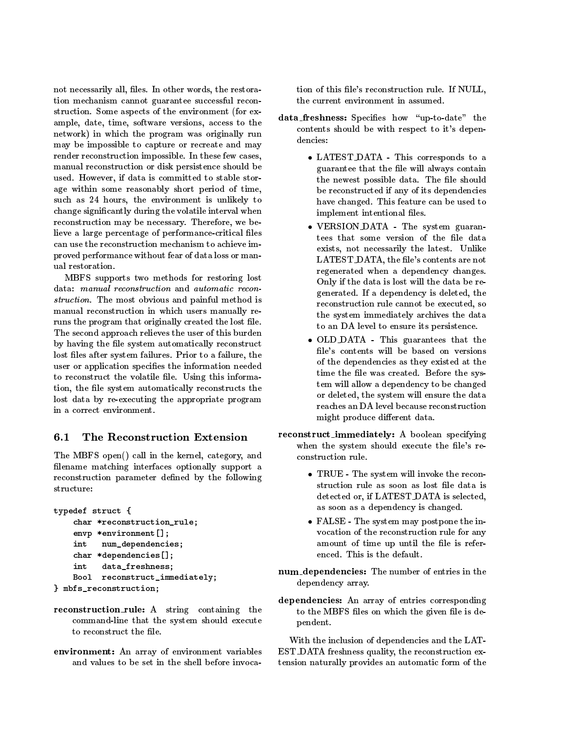not necessarily all, files. In other words, the restoration mechanism cannot guarantee successful reconstruction. Some aspects of the environment (for example, date, time, software versions, access to the network) in which the program was originally run may be impossible to capture or recreate and may render reconstruction impossible. In these few cases, manual reconstruction or disk persistence should be used. However, if data is committed to stable storage within some reasonably short period of time, such as 24 hours, the environment is unlikely to change significantly during the volatile interval when reconstruction may be necessary. Therefore, we believe a large percentage of performance-critical files can use the reconstruction mechanism to achieve improved performance without fear of data loss or manual restoration.

MBFS supports two methods for restoring lost data: *manual reconstruction* and *automatic reconstruction*. The most obvious and painful method is manual reconstruction in which users manually reruns the program that originally created the lost file. The second approach relieves the user of this burden by having the file system automatically reconstruct lost files after system failures. Prior to a failure, the user or application specifies the information needed to reconstruct the volatile file. Using this information, the file system automatically reconstructs the lost data by re-executing the appropriate program in a correct environment.

## 6.1 The Reconstruction Extension

The MBFS open() call in the kernel, category, and filename matching interfaces optionally support a reconstruction parameter defined by the following structure:

```
typedef struct {
    char *reconstruction_rule;
    envp *environment[];
    int   num_dependencies;
    char *dependencies[];
    int   data_freshness;
    Bool  reconstruct_immediately;
} mbfs_reconstruction;
```

**reconstruction_rule:** A string containing the command-line that the system should execute to reconstruct the file.

**environment:** An array of environment variables and values to be set in the shell before invocation of this file's reconstruction rule. If NULL, the current environment in assumed.

**data_freshness:** Specifies how "up-to-date" the contents should be with respect to it's dependencies:

- LATEST_DATA - This corresponds to a guarantee that the file will always contain the newest possible data. The file should be reconstructed if any of its dependencies have changed. This feature can be used to implement intentional files.
- VERSION_DATA - The system guarantees that some version of the file data exists, not necessarily the latest. Unlike LATEST_DATA, the file's contents are not regenerated when a dependency changes. Only if the data is lost will the data be regenerated. If a dependency is deleted, the reconstruction rule cannot be executed, so the system immediately archives the data to an DA level to ensure its persistence.
- OLD_DATA - This guarantees that the file's contents will be based on versions of the dependencies as they existed at the time the file was created. Before the system will allow a dependency to be changed or deleted, the system will ensure the data reaches an DA level because reconstruction might produce different data.

**reconstruct_immediately:** A boolean specifying when the system should execute the file's reconstruction rule.

- TRUE - The system will invoke the reconstruction rule as soon as lost file data is detected or, if LATEST_DATA is selected, as soon as a dependency is changed.
- FALSE - The system may postpone the invocation of the reconstruction rule for any amount of time up until the file is referenced. This is the default.

**num_dependencies:** The number of entries in the dependency array.

**dependencies:** An array of entries corresponding to the MBFS files on which the given file is dependent.

With the inclusion of dependencies and the LATEST_DATA freshness quality, the reconstruction extension naturally provides an automatic form of the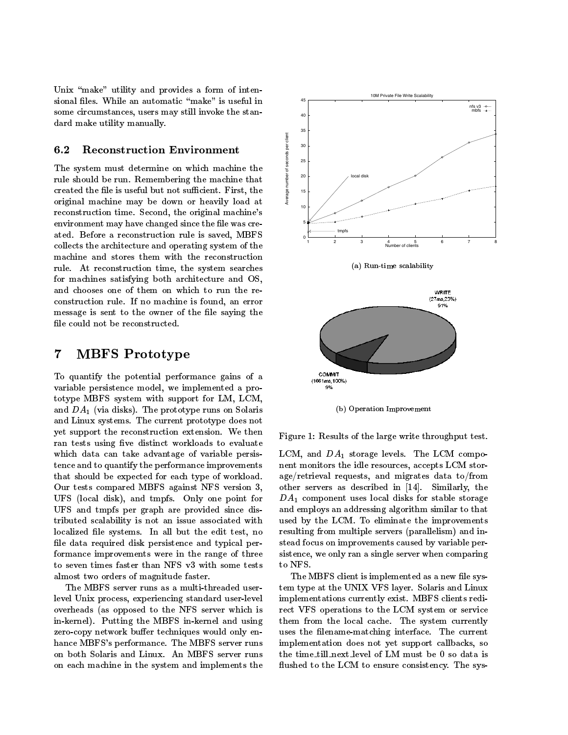Unix "make" utility and provides a form of intensional files. While an automatic "make" is useful in some circumstances, users may still invoke the standard make utility manually.

### 6.2 Reconstruction Environment

The system must determine on which machine the rule should be run. Remembering the machine that created the file is useful but not sufficient. First, the original machine may be down or heavily load at reconstruction time. Second, the original machine's environment may have changed since the file was created. Before a reconstruction rule is saved, MBFS collects the architecture and operating system of the machine and stores them with the reconstruction rule. At reconstruction time, the system searches for machines satisfying both architecture and OS, and chooses one of them on which to run the reconstruction rule. If no machine is found, an error message is sent to the owner of the file saying the file could not be reconstructed.

## 7 MBFS Prototype

To quantify the potential performance gains of a variable persistence model, we implemented a prototype MBFS system with support for LM, LCM, and $DA_1$ (via disks). The prototype runs on Solaris and Linux systems. The current prototype does not yet support the reconstruction extension. We then ran tests using five distinct workloads to evaluate which data can take advantage of variable persistence and to quantify the performance improvements that should be expected for each type of workload. Our tests compared MBFS against NFS version 3, UFS (local disk), and tmpfs. Only one point for UFS and tmpfs per graph are provided since distributed scalability is not an issue associated with localized file systems. In all but the edit test, no file data required disk persistence and typical performance improvements were in the range of three to seven times faster than NFS v3 with some tests almost two orders of magnitude faster.

The MBFS server runs as a multi-threaded user-level Unix process, experiencing standard user-level overheads (as opposed to the NFS server which is in-kernel). Putting the MBFS in-kernel and using zero-copy network buffer techniques would only enhance MBFS's performance. The MBFS server runs on both Solaris and Linux. An MBFS server runs on each machine in the system and implements the LCM, and $DA_1$ storage levels. The LCM component monitors the idle resources, accepts LCM storage/retrieval requests, and migrates data to/from other servers as described in [14]. Similarly, the $DA_1$ component uses local disks for stable storage and employs an addressing algorithm similar to that used by the LCM. To eliminate the improvements resulting from multiple servers (parallelism) and instead focus on improvements caused by variable persistence, we only ran a single server when comparing to NFS.

(a) Run-time scalability

(b) Operation Improvement

Figure 1: Results of the large write throughput test.

The MBFS client is implemented as a new file system type at the UNIX VFS layer. Solaris and Linux implementations currently exist. MBFS clients redirect VFS operations to the LCM system or service them from the local cache. The system currently uses the filename-matching interface. The current implementation does not yet support callbacks, so the time_till_next_level of LM must be 0 so data is flushed to the LCM to ensure consistency. The sys-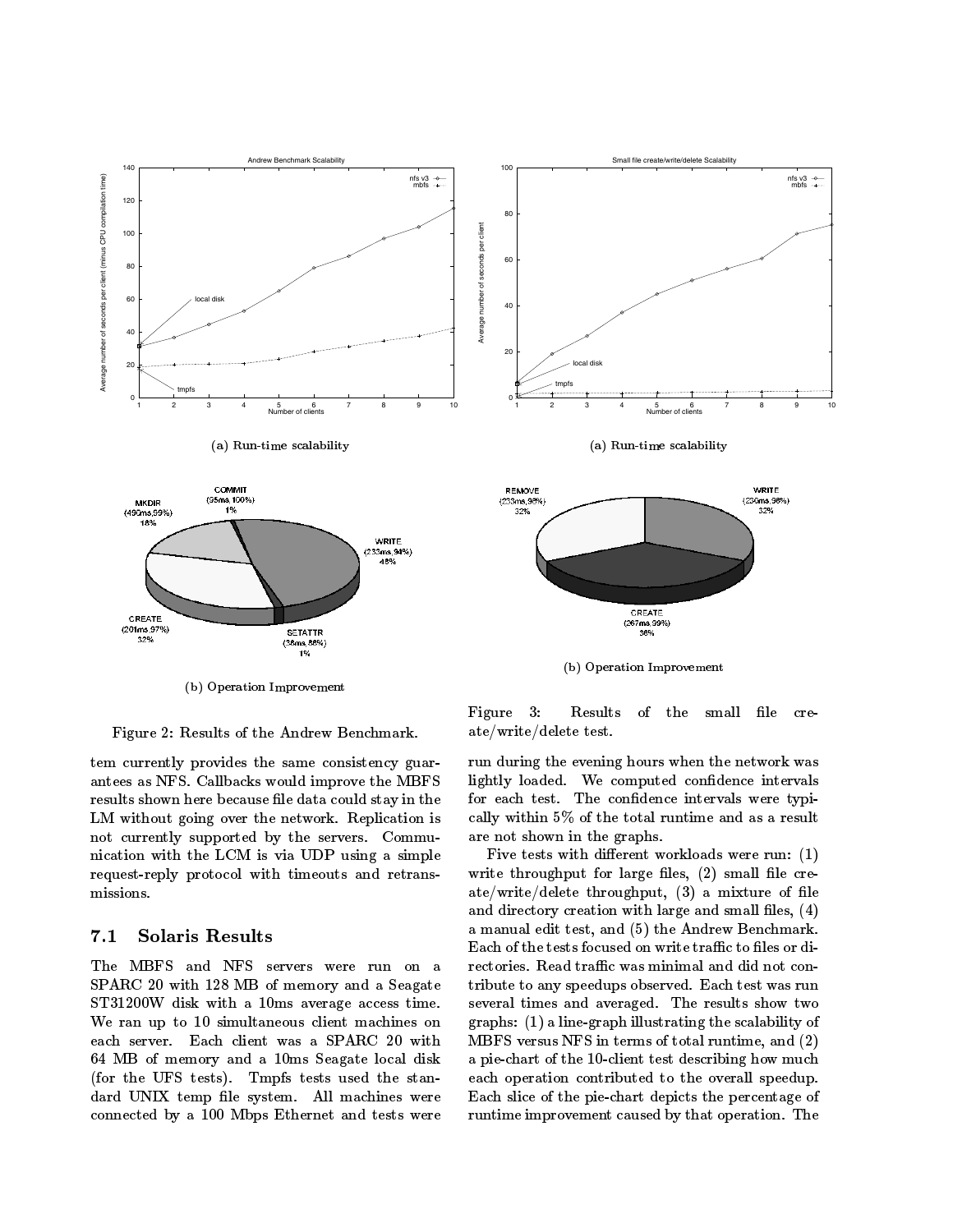(a) Run-time scalability

(b) Operation Improvement

Figure 2: Results of the Andrew Benchmark.

(a) Run-time scalability

(b) Operation Improvement

Figure 3: Results of the small file create/write/delete test.

tem currently provides the same consistency guarantees as NFS. Callbacks would improve the MBFS results shown here because file data could stay in the LM without going over the network. Replication is not currently supported by the servers. Communication with the LCM is via UDP using a simple request-reply protocol with timeouts and retransmissions.

### 7.1 Solaris Results

The MBFS and NFS servers were run on a SPARC 20 with 128 MB of memory and a Seagate ST31200W disk with a 10ms average access time. We ran up to 10 simultaneous client machines on each server. Each client was a SPARC 20 with 64 MB of memory and a 10ms Seagate local disk (for the UFS tests). Tmpfs tests used the standard UNIX temp file system. All machines were connected by a 100 Mbps Ethernet and tests were run during the evening hours when the network was lightly loaded. We computed confidence intervals for each test. The confidence intervals were typically within 5% of the total runtime and as a result are not shown in the graphs.

Five tests with different workloads were run: (1) write throughput for large files, (2) small file create/write/delete throughput, (3) a mixture of file and directory creation with large and small files, (4) a manual edit test, and (5) the Andrew Benchmark. Each of the tests focused on write traffic to files or directories. Read traffic was minimal and did not contribute to any speedups observed. Each test was run several times and averaged. The results show two graphs: (1) a line-graph illustrating the scalability of MBFS versus NFS in terms of total runtime, and (2) a pie-chart of the 10-client test describing how much each operation contributed to the overall speedup. Each slice of the pie-chart depicts the percentage of runtime improvement caused by that operation. The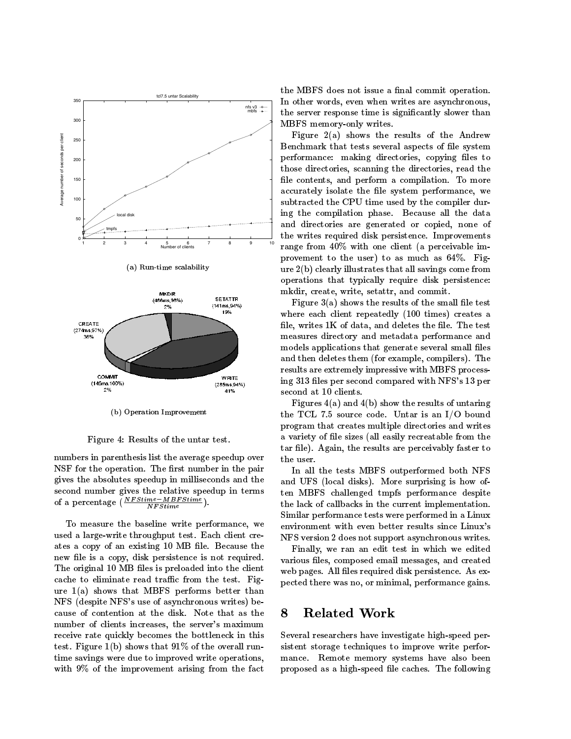(a) Run-time scalability

(b) Operation Improvement

Figure 4: Results of the untar test.

numbers in parenthesis list the average speedup over NSF for the operation. The first number in the pair gives the absolutes speedup in milliseconds and the second number gives the relative speedup in terms of a percentage ($\frac{NFStime - MBFStime}{NFStime}$).

To measure the baseline write performance, we used a large-write throughput test. Each client creates a copy of an existing 10 MB file. Because the new file is a copy, disk persistence is not required. The original 10 MB files is preloaded into the client cache to eliminate read traffic from the test. Figure 1(a) shows that MBFS performs better than NFS (despite NFS's use of asynchronous writes) because of contention at the disk. Note that as the number of clients increases, the server's maximum receive rate quickly becomes the bottleneck in this test. Figure 1(b) shows that 91% of the overall runtime savings were due to improved write operations, with 9% of the improvement arising from the fact the MBFS does not issue a final commit operation. In other words, even when writes are asynchronous, the server response time is significantly slower than MBFS memory-only writes.

Figure 2(a) shows the results of the Andrew Benchmark that tests several aspects of file system performance: making directories, copying files to those directories, scanning the directories, read the file contents, and perform a compilation. To more accurately isolate the file system performance, we subtracted the CPU time used by the compiler during the compilation phase. Because all the data and directories are generated or copied, none of the writes required disk persistence. Improvements range from 40% with one client (a perceivable improvement to the user) to as much as 64%. Figure 2(b) clearly illustrates that all savings come from operations that typically require disk persistence: mkdir, create, write, setattr, and commit.

Figure 3(a) shows the results of the small file test where each client repeatedly (100 times) creates a file, writes 1K of data, and deletes the file. The test measures directory and metadata performance and models applications that generate several small files and then deletes them (for example, compilers). The results are extremely impressive with MBFS processing 313 files per second compared with NFS's 13 per second at 10 clients.

Figures 4(a) and 4(b) show the results of untaring the TCL 7.5 source code. Untar is an I/O bound program that creates multiple directories and writes a variety of file sizes (all easily recreatable from the tar file). Again, the results are perceivably faster to the user.

In all the tests MBFS outperformed both NFS and UFS (local disks). More surprising is how often MBFS challenged tmpfs performance despite the lack of callbacks in the current implementation. Similar performance tests were performed in a Linux environment with even better results since Linux's NFS version 2 does not support asynchronous writes.

Finally, we ran an edit test in which we edited various files, composed email messages, and created web pages. All files required disk persistence. As expected there was no, or minimal, performance gains.

# 8 Related Work

Several researchers have investigate high-speed persistent storage techniques to improve write performance. Remote memory systems have also been proposed as a high-speed file caches. The following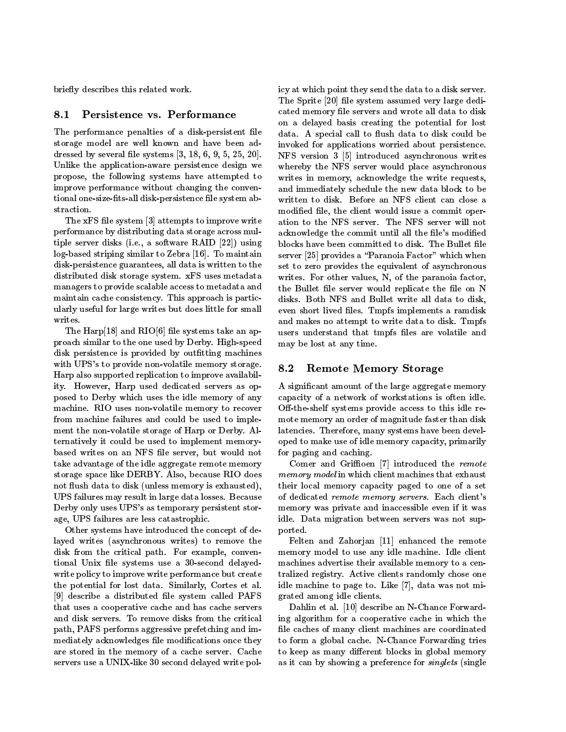briefly describes this related work.

## 8.1 Persistence vs. Performance

The performance penalties of a disk-persistent file storage model are well known and have been addressed by several file systems [3, 18, 6, 9, 5, 25, 20]. Unlike the application-aware persistence design we propose, the following systems have attempted to improve performance without changing the conventional one-size-fits-all disk-persistence file system abstraction.

The xFS file system [3] attempts to improve write performance by distributing data storage across multiple server disks (i.e., a software RAID [22]) using log-based striping similar to Zebra [16]. To maintain disk-persistence guarantees, all data is written to the distributed disk storage system. xFS uses metadata managers to provide scalable access to metadata and maintain cache consistency. This approach is particularly useful for large writes but does little for small writes.

The Harp[18] and RIO[6] file systems take an approach similar to the one used by Derby. High-speed disk persistence is provided by outfitting machines with UPS's to provide non-volatile memory storage. Harp also supported replication to improve availability. However, Harp used dedicated servers as opposed to Derby which uses the idle memory of any machine. RIO uses non-volatile memory to recover from machine failures and could be used to implement the non-volatile storage of Harp or Derby. Alternatively it could be used to implement memory-based writes on an NFS file server, but would not take advantage of the idle aggregate remote memory storage space like DERBY. Also, because RIO does not flush data to disk (unless memory is exhausted), UPS failures may result in large data losses. Because Derby only uses UPS's as temporary persistent storage, UPS failures are less catastrophic.

Other systems have introduced the concept of delayed writes (asynchronous writes) to remove the disk from the critical path. For example, conventional Unix file systems use a 30-second delayed-write policy to improve write performance but create the potential for lost data. Similarly, Cortes et al. [9] describe a distributed file system called PAFS that uses a cooperative cache and has cache servers and disk servers. To remove disks from the critical path, PAFS performs aggressive prefetching and immediately acknowledges file modifications once they are stored in the memory of a cache server. Cache servers use a UNIX-like 30 second delayed write policy at which point they send the data to a disk server. The Sprite [20] file system assumed very large dedicated memory file servers and wrote all data to disk on a delayed basis creating the potential for lost data. A special call to flush data to disk could be invoked for applications worried about persistence. NFS version 3 [5] introduced asynchronous writes whereby the NFS server would place asynchronous writes in memory, acknowledge the write requests, and immediately schedule the new data block to be written to disk. Before an NFS client can close a modified file, the client would issue a commit operation to the NFS server. The NFS server will not acknowledge the commit until all the file's modified blocks have been committed to disk. The Bullet file server [25] provides a "Paranoia Factor" which when set to zero provides the equivalent of asynchronous writes. For other values, N, of the paranoia factor, the Bullet file server would replicate the file on N disks. Both NFS and Bullet write all data to disk, even short lived files. Tmpfs implements a ramdisk and makes no attempt to write data to disk. Tmpfs users understand that tmpfs files are volatile and may be lost at any time.

## 8.2 Remote Memory Storage

A significant amount of the large aggregate memory capacity of a network of workstations is often idle. Off-the-shelf systems provide access to this idle remote memory an order of magnitude faster than disk latencies. Therefore, many systems have been developed to make use of idle memory capacity, primarily for paging and caching.

Comer and Griffioen [7] introduced the *remote memory model* in which client machines that exhaust their local memory capacity paged to one of a set of dedicated *remote memory servers*. Each client's memory was private and inaccessible even if it was idle. Data migration between servers was not supported.

Felten and Zahorjan [11] enhanced the remote memory model to use any idle machine. Idle client machines advertise their available memory to a centralized registry. Active clients randomly chose one idle machine to page to. Like [7], data was not migrated among idle clients.

Dahlin et al. [10] describe an N-Chance Forwarding algorithm for a cooperative cache in which the file caches of many client machines are coordinated to form a global cache. N-Chance Forwarding tries to keep as many different blocks in global memory as it can by showing a preference for *singlets* (single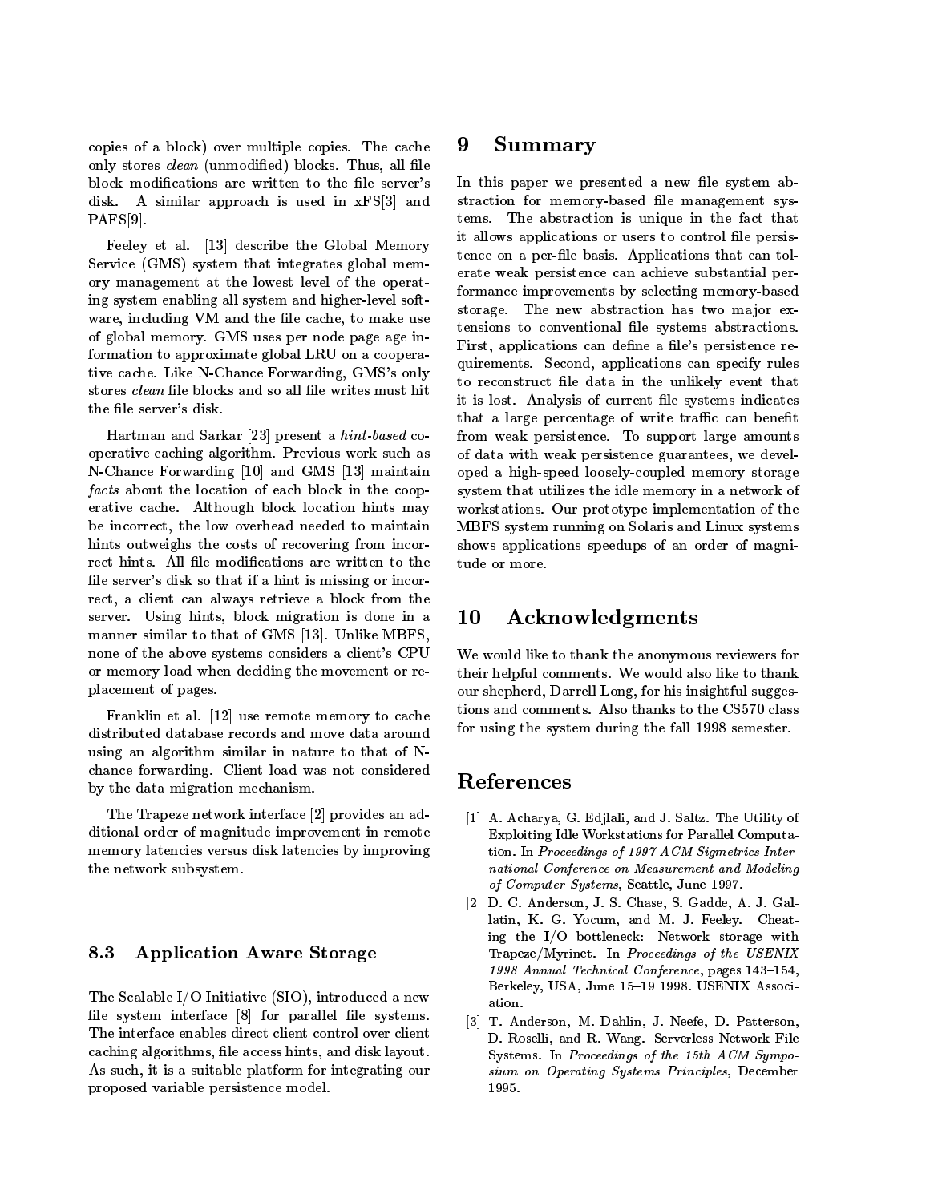copies of a block) over multiple copies. The cache only stores *clean* (unmodified) blocks. Thus, all file block modifications are written to the file server's disk. A similar approach is used in xFS[3] and PAFS[9].

Feeley et al. [13] describe the Global Memory Service (GMS) system that integrates global memory management at the lowest level of the operating system enabling all system and higher-level software, including VM and the file cache, to make use of global memory. GMS uses per node page age information to approximate global LRU on a cooperative cache. Like N-Chance Forwarding, GMS's only stores *clean* file blocks and so all file writes must hit the file server's disk.

Hartman and Sarkar [23] present a *hint-based* cooperative caching algorithm. Previous work such as N-Chance Forwarding [10] and GMS [13] maintain *facts* about the location of each block in the cooperative cache. Although block location hints may be incorrect, the low overhead needed to maintain hints outweighs the costs of recovering from incorrect hints. All file modifications are written to the file server's disk so that if a hint is missing or incorrect, a client can always retrieve a block from the server. Using hints, block migration is done in a manner similar to that of GMS [13]. Unlike MBFS, none of the above systems considers a client's CPU or memory load when deciding the movement or replacement of pages.

Franklin et al. [12] use remote memory to cache distributed database records and move data around using an algorithm similar in nature to that of N-chance forwarding. Client load was not considered by the data migration mechanism.

The Trapeze network interface [2] provides an additional order of magnitude improvement in remote memory latencies versus disk latencies by improving the network subsystem.

### 8.3 Application Aware Storage

The Scalable I/O Initiative (SIO), introduced a new file system interface [8] for parallel file systems. The interface enables direct client control over client caching algorithms, file access hints, and disk layout. As such, it is a suitable platform for integrating our proposed variable persistence model.

## 9 Summary

In this paper we presented a new file system abstraction for memory-based file management systems. The abstraction is unique in the fact that it allows applications or users to control file persistence on a per-file basis. Applications that can tolerate weak persistence can achieve substantial performance improvements by selecting memory-based storage. The new abstraction has two major extensions to conventional file systems abstractions. First, applications can define a file's persistence requirements. Second, applications can specify rules to reconstruct file data in the unlikely event that it is lost. Analysis of current file systems indicates that a large percentage of write traffic can benefit from weak persistence. To support large amounts of data with weak persistence guarantees, we developed a high-speed loosely-coupled memory storage system that utilizes the idle memory in a network of workstations. Our prototype implementation of the MBFS system running on Solaris and Linux systems shows applications speedups of an order of magnitude or more.

## 10 Acknowledgments

We would like to thank the anonymous reviewers for their helpful comments. We would also like to thank our shepherd, Darrell Long, for his insightful suggestions and comments. Also thanks to the CS570 class for using the system during the fall 1998 semester.

## References

[1] A. Acharya, G. Edjlali, and J. Saltz. The Utility of Exploiting Idle Workstations for Parallel Computation. In *Proceedings of 1997 ACM Sigmetrics International Conference on Measurement and Modeling of Computer Systems*, Seattle, June 1997.

[2] D. C. Anderson, J. S. Chase, S. Gadde, A. J. Gallatin, K. G. Yocum, and M. J. Feeley. Cheating the I/O bottleneck: Network storage with Trapeze/Myrinet. In *Proceedings of the USENIX 1998 Annual Technical Conference*, pages 143–154, Berkeley, USA, June 15–19 1998. USENIX Association.

[3] T. Anderson, M. Dahlin, J. Neefe, D. Patterson, D. Roselli, and R. Wang. Serverless Network File Systems. In *Proceedings of the 15th ACM Symposium on Operating Systems Principles*, December 1995.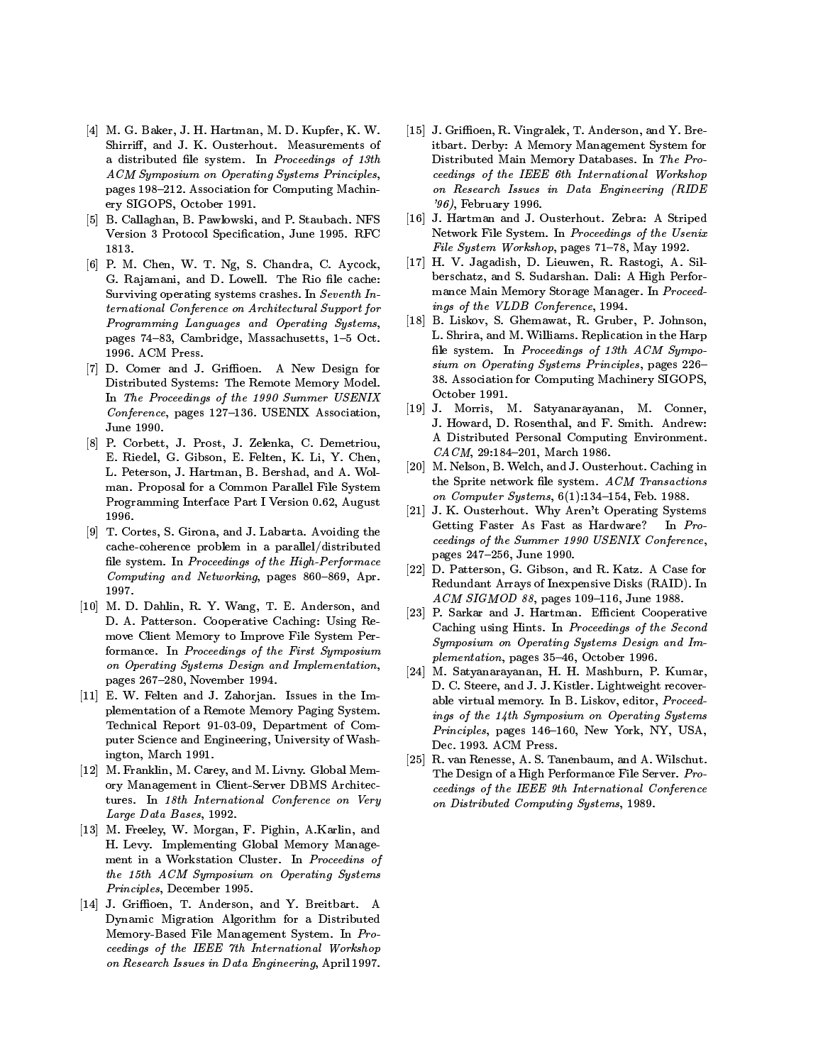[4] M. G. Baker, J. H. Hartman, M. D. Kupfer, K. W. Shirriff, and J. K. Ousterhout. Measurements of a distributed file system. In *Proceedings of 13th ACM Symposium on Operating Systems Principles*, pages 198–212. Association for Computing Machinery SIGOPS, October 1991.

[5] B. Callaghan, B. Pawlowski, and P. Staubach. NFS Version 3 Protocol Specification, June 1995. RFC 1813.

[6] P. M. Chen, W. T. Ng, S. Chandra, C. Aycock, G. Rajamani, and D. Lowell. The Rio file cache: Surviving operating systems crashes. In *Seventh International Conference on Architectural Support for Programming Languages and Operating Systems*, pages 74–83, Cambridge, Massachusetts, 1–5 Oct. 1996. ACM Press.

[7] D. Comer and J. Griffioen. A New Design for Distributed Systems: The Remote Memory Model. In *The Proceedings of the 1990 Summer USENIX Conference*, pages 127–136. USENIX Association, June 1990.

[8] P. Corbett, J. Prost, J. Zelenka, C. Demetriou, E. Riedel, G. Gibson, E. Felten, K. Li, Y. Chen, L. Peterson, J. Hartman, B. Bershad, and A. Wolman. Proposal for a Common Parallel File System Programming Interface Part I Version 0.62, August 1996.

[9] T. Cortes, S. Girona, and J. Labarta. Avoiding the cache-coherence problem in a parallel/distributed file system. In *Proceedings of the High-Performace Computing and Networking*, pages 860–869, Apr. 1997.

[10] M. D. Dahlin, R. Y. Wang, T. E. Anderson, and D. A. Patterson. Cooperative Caching: Using Remove Client Memory to Improve File System Performance. In *Proceedings of the First Symposium on Operating Systems Design and Implementation*, pages 267–280, November 1994.

[11] E. W. Felten and J. Zahorjan. Issues in the Implementation of a Remote Memory Paging System. Technical Report 91-03-09, Department of Computer Science and Engineering, University of Washington, March 1991.

[12] M. Franklin, M. Carey, and M. Livny. Global Memory Management in Client-Server DBMS Architectures. In *18th International Conference on Very Large Data Bases*, 1992.

[13] M. Freeley, W. Morgan, F. Pighin, A.Karlin, and H. Levy. Implementing Global Memory Management in a Workstation Cluster. In *Proceedins of the 15th ACM Symposium on Operating Systems Principles*, December 1995.

[14] J. Griffioen, T. Anderson, and Y. Breitbart. A Dynamic Migration Algorithm for a Distributed Memory-Based File Management System. In *Proceedings of the IEEE 7th International Workshop on Research Issues in Data Engineering*, April 1997.

[15] J. Griffioen, R. Vingralek, T. Anderson, and Y. Breitbart. Derby: A Memory Management System for Distributed Main Memory Databases. In *The Proceedings of the IEEE 6th International Workshop on Research Issues in Data Engineering (RIDE '96)*, February 1996.

[16] J. Hartman and J. Ousterhout. Zebra: A Striped Network File System. In *Proceedings of the Usenix File System Workshop*, pages 71–78, May 1992.

[17] H. V. Jagadish, D. Lieuwen, R. Rastogi, A. Silberschatz, and S. Sudarshan. Dali: A High Performance Main Memory Storage Manager. In *Proceedings of the VLDB Conference*, 1994.

[18] B. Liskov, S. Ghemawat, R. Gruber, P. Johnson, L. Shrira, and M. Williams. Replication in the Harp file system. In *Proceedings of 13th ACM Symposium on Operating Systems Principles*, pages 226–38. Association for Computing Machinery SIGOPS, October 1991.

[19] J. Morris, M. Satyanarayanan, M. Conner, J. Howard, D. Rosenthal, and F. Smith. Andrew: A Distributed Personal Computing Environment. *CACM*, 29:184–201, March 1986.

[20] M. Nelson, B. Welch, and J. Ousterhout. Caching in the Sprite network file system. *ACM Transactions on Computer Systems*, 6(1):134–154, Feb. 1988.

[21] J. K. Ousterhout. Why Aren't Operating Systems Getting Faster As Fast as Hardware? In *Proceedings of the Summer 1990 USENIX Conference*, pages 247–256, June 1990.

[22] D. Patterson, G. Gibson, and R. Katz. A Case for Redundant Arrays of Inexpensive Disks (RAID). In *ACM SIGMOD 88*, pages 109–116, June 1988.

[23] P. Sarkar and J. Hartman. Efficient Cooperative Caching using Hints. In *Proceedings of the Second Symposium on Operating Systems Design and Implementation*, pages 35–46, October 1996.

[24] M. Satyanarayanan, H. H. Mashburn, P. Kumar, D. C. Steere, and J. J. Kistler. Lightweight recoverable virtual memory. In B. Liskov, editor, *Proceedings of the 14th Symposium on Operating Systems Principles*, pages 146–160, New York, NY, USA, Dec. 1993. ACM Press.

[25] R. van Renesse, A. S. Tanenbaum, and A. Wilschut. The Design of a High Performance File Server. *Proceedings of the IEEE 9th International Conference on Distributed Computing Systems*, 1989.